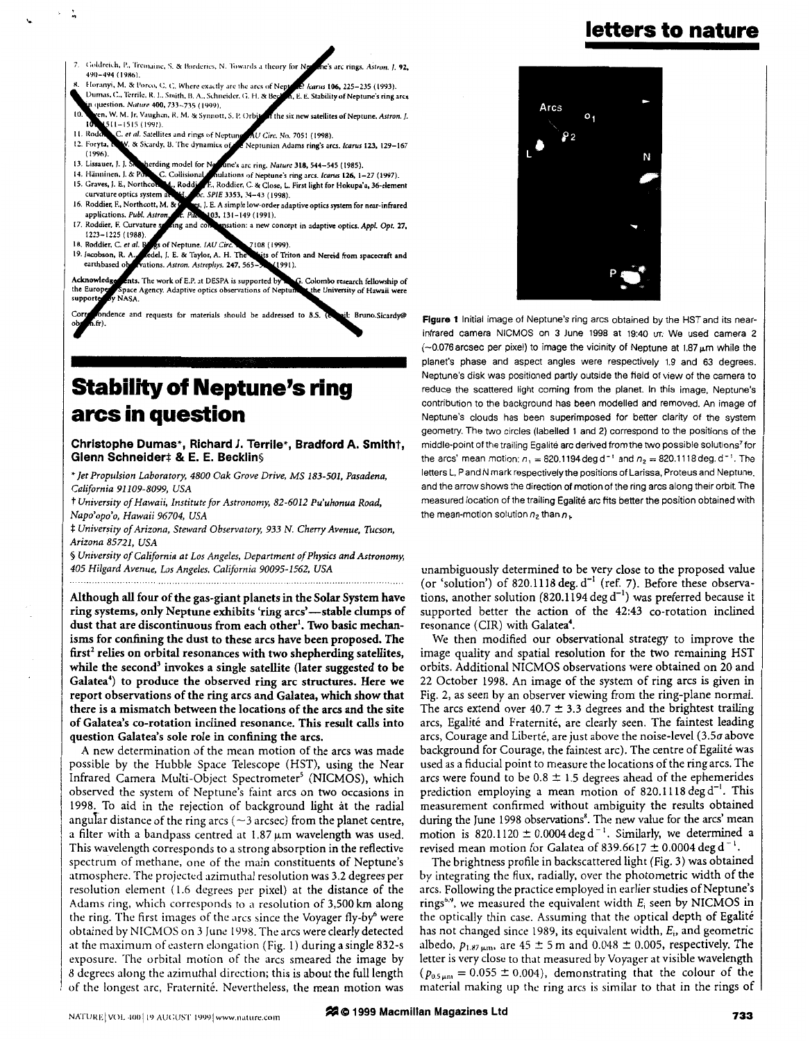7. Goldreich, P., Tremaine, S. & Borderies, N. Towards a theory for Neptune's arc rings. *Astron. J.* **92,** 490–494 (1986).
8. Horanyi, M. & Porco, C. C. Where exactly are the arcs of Neptune? *Icarus* **106,** 225–235 (1993).
9. Dumas, C., Terrile, R. J., Smith, B. A., Schneider, G. H. & Becklin, E. E. Stability of Neptune's ring arcs in question. *Nature* **400,** 733–735 (1999).
10. Owen, W. M. Jr, Vaughan, R. M. & Synnott, S. P. Orbits of the six new satellites of Neptune. *Astron. J.* **101,** 1511–1515 (1991).
11. Roddier, C. *et al.* Satellites and rings of Neptune. *IAU Circ.* No. 7051 (1998).
12. Foryta, D. W. & Sicardy, B. The dynamics of the Neptunian Adams ring's arcs. *Icarus* **123,** 129–167 (1996).
13. Lissauer, J. J. Shepherding model for Neptune's arc ring. *Nature* **318,** 544–545 (1985).
14. Hänninen, J. & Porco, C. Collisional simulations of Neptune's ring arcs. *Icarus* **126,** 1–27 (1997).
15. Graves, J. E., Northcott, M., Roddier, F., Roddier, C. & Close, L. First light for Hokupa'a, 36-element curvature optics system at UH. *Proc. SPIE* **3353,** 34–43 (1998).
16. Roddier, F., Northcott, M. & Graves, J. E. A simple low-order adaptive optics system for near-infrared applications. *Publ. Astron. Soc. Pac.* **103,** 131–149 (1991).
17. Roddier, F. Curvature sensing and compensation: a new concept in adaptive optics. *Appl. Opt.* **27,** 1223–1225 (1988).
18. Roddier, C. *et al.* Rings of Neptune. *IAU Circ.* No. 7108 (1999).
19. Jacobson, R. A., Riedel, J. E. & Taylor, A. H. The orbits of Triton and Nereid from spacecraft and earthbased observations. *Astron. Astrophys.* **247,** 565–575 (1991).

**Acknowledgements.** The work of E.P. at DESPA is supported by a G. Colombo research fellowship of the European Space Agency. Adaptive optics observations of Neptune at the University of Hawaii were supported by NASA.

Correspondence and requests for materials should be addressed to B.S. (e-mail: Bruno.Sicardy@obspm.fr).

# Stability of Neptune's ring arcs in question

**Christophe Dumas\*, Richard J. Terrile\*, Bradford A. Smith†, Glenn Schneider‡ & E. E. Becklin§**

\* *Jet Propulsion Laboratory, 4800 Oak Grove Drive, MS 183-501, Pasadena, California 91109-8099, USA*

† *University of Hawaii, Institute for Astronomy, 82-6012 Pu'uhonua Road, Napo'opo'o, Hawaii 96704, USA*

‡ *University of Arizona, Steward Observatory, 933 N. Cherry Avenue, Tucson, Arizona 85721, USA*

§ *University of California at Los Angeles, Department of Physics and Astronomy, 405 Hilgard Avenue, Los Angeles, California 90095-1562, USA*

**Although all four of the gas-giant planets in the Solar System have ring systems, only Neptune exhibits 'ring arcs'—stable clumps of dust that are discontinuous from each other[1]. Two basic mechanisms for confining the dust to these arcs have been proposed. The first[2] relies on orbital resonances with two shepherding satellites, while the second[3] invokes a single satellite (later suggested to be Galatea[4]) to produce the observed ring arc structures. Here we report observations of the ring arcs and Galatea, which show that there is a mismatch between the locations of the arcs and the site of Galatea's co-rotation inclined resonance. This result calls into question Galatea's sole role in confining the arcs.**

A new determination of the mean motion of the arcs was made possible by the Hubble Space Telescope (HST), using the Near Infrared Camera Multi-Object Spectrometer[5] (NICMOS), which observed the system of Neptune's faint arcs on two occasions in 1998. To aid in the rejection of background light at the radial angular distance of the ring arcs (~3 arcsec) from the planet centre, a filter with a bandpass centred at 1.87 μm wavelength was used. This wavelength corresponds to a strong absorption in the reflective spectrum of methane, one of the main constituents of Neptune's atmosphere. The projected azimuthal resolution was 3.2 degrees per resolution element (1.6 degrees per pixel) at the distance of the Adams ring, which corresponds to a resolution of 3,500 km along the ring. The first images of the arcs since the Voyager fly-by[6] were obtained by NICMOS on 3 June 1998. The arcs were clearly detected at the maximum of eastern elongation (Fig. 1) during a single 832-s exposure. The orbital motion of the arcs smeared the image by 8 degrees along the azimuthal direction; this is about the full length of the longest arc, Fraternité. Nevertheless, the mean motion was unambiguously determined to be very close to the proposed value (or 'solution') of 820.1118 deg. $d^{-1}$ (ref. 7). Before these observations, another solution (820.1194 deg $d^{-1}$) was preferred because it supported better the action of the 42:43 co-rotation inclined resonance (CIR) with Galatea[4].

**Figure 1** Initial image of Neptune's ring arcs obtained by the HST and its near-infrared camera NICMOS on 3 June 1998 at 19:40 UT. We used camera 2 (~0.076 arcsec per pixel) to image the vicinity of Neptune at 1.87 μm while the planet's phase and aspect angles were respectively 1.9 and 63 degrees. Neptune's disk was positioned partly outside the field of view of the camera to reduce the scattered light coming from the planet. In this image, Neptune's contribution to the background has been modelled and removed. An image of Neptune's clouds has been superimposed for better clarity of the system geometry. The two circles (labelled 1 and 2) correspond to the positions of the middle-point of the trailing Egalité arc derived from the two possible solutions[7] for the arcs' mean motion: $n_1$ = 820.1194 deg $d^{-1}$ and $n_2$ = 820.1118 deg. $d^{-1}$. The letters L, P and N mark respectively the positions of Larissa, Proteus and Neptune, and the arrow shows the direction of motion of the ring arcs along their orbit. The measured location of the trailing Egalité arc fits better the position obtained with the mean-motion solution $n_2$ than $n_1$.

We then modified our observational strategy to improve the image quality and spatial resolution for the two remaining HST orbits. Additional NICMOS observations were obtained on 20 and 22 October 1998. An image of the system of ring arcs is given in Fig. 2, as seen by an observer viewing from the ring-plane normal. The arcs extend over 40.7 ± 3.3 degrees and the brightest trailing arcs, Egalité and Fraternité, are clearly seen. The faintest leading arcs, Courage and Liberté, are just above the noise-level (3.5σ above background for Courage, the faintest arc). The centre of Egalité was used as a fiducial point to measure the locations of the ring arcs. The arcs were found to be 0.8 ± 1.5 degrees ahead of the ephemerides prediction employing a mean motion of 820.1118 deg $d^{-1}$. This measurement confirmed without ambiguity the results obtained during the June 1998 observations[8]. The new value for the arcs' mean motion is 820.1120 ± 0.0004 deg $d^{-1}$. Similarly, we determined a revised mean motion for Galatea of 839.6617 ± 0.0004 deg $d^{-1}$.

The brightness profile in backscattered light (Fig. 3) was obtained by integrating the flux, radially, over the photometric width of the arcs. Following the practice employed in earlier studies of Neptune's rings[6,9], we measured the equivalent width $E_i$ seen by NICMOS in the optically thin case. Assuming that the optical depth of Egalité has not changed since 1989, its equivalent width, $E_i$, and geometric albedo, $p_{1.87\,\mu m}$, are 45 ± 5 m and 0.048 ± 0.005, respectively. The letter is very close to that measured by Voyager at visible wavelength ($p_{0.5\,\mu m}$ = 0.055 ± 0.004), demonstrating that the colour of the material making up the ring arcs is similar to that in the rings of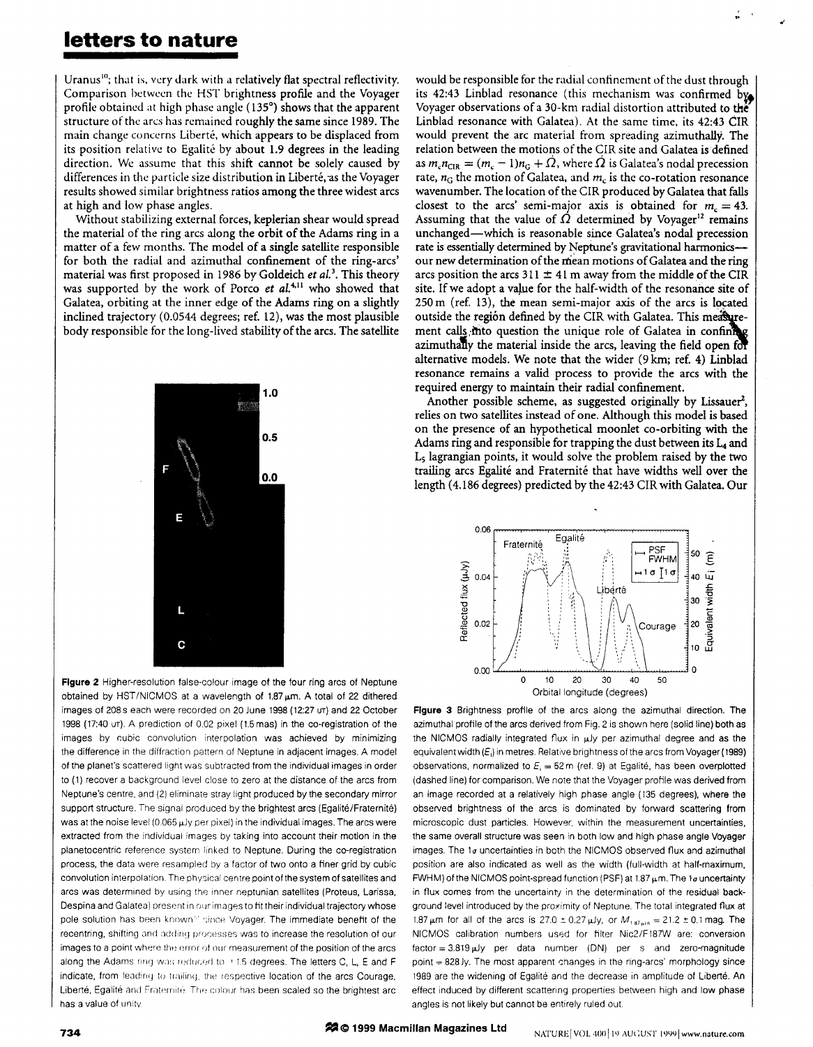Uranus[10]; that is, very dark with a relatively flat spectral reflectivity. Comparison between the HST brightness profile and the Voyager profile obtained at high phase angle (135°) shows that the apparent structure of the arcs has remained roughly the same since 1989. The main change concerns Liberté, which appears to be displaced from its position relative to Egalité by about 1.9 degrees in the leading direction. We assume that this shift cannot be solely caused by differences in the particle size distribution in Liberté, as the Voyager results showed similar brightness ratios among the three widest arcs at high and low phase angles.

Without stabilizing external forces, keplerian shear would spread the material of the ring arcs along the orbit of the Adams ring in a matter of a few months. The model of a single satellite responsible for both the radial and azimuthal confinement of the ring-arcs' material was first proposed in 1986 by Goldeich *et al.*[3]. This theory was supported by the work of Porco *et al.*[4,11] who showed that Galatea, orbiting at the inner edge of the Adams ring on a slightly inclined trajectory (0.0544 degrees; ref. 12), was the most plausible body responsible for the long-lived stability of the arcs. The satellite would be responsible for the radial confinement of the dust through its 42:43 Linblad resonance (this mechanism was confirmed by Voyager observations of a 30-km radial distortion attributed to the Linblad resonance with Galatea). At the same time, its 42:43 CIR would prevent the arc material from spreading azimuthally. The relation between the motions of the CIR site and Galatea is defined as $m_c n_{CIR} = (m_c - 1)n_G + \dot{\Omega}$, where $\dot{\Omega}$ is Galatea's nodal precession rate, $n_G$ the motion of Galatea, and $m_c$ is the co-rotation resonance wavenumber. The location of the CIR produced by Galatea that falls closest to the arcs' semi-major axis is obtained for $m_c = 43$. Assuming that the value of $\dot{\Omega}$ determined by Voyager[12] remains unchanged—which is reasonable since Galatea's nodal precession rate is essentially determined by Neptune's gravitational harmonics—our new determination of the mean motions of Galatea and the ring arcs position the arcs 311 ± 41 m away from the middle of the CIR site. If we adopt a value for the half-width of the resonance site of 250 m (ref. 13), the mean semi-major axis of the arcs is located outside the region defined by the CIR with Galatea. This measurement calls into question the unique role of Galatea in confining azimuthally the material inside the arcs, leaving the field open for alternative models. We note that the wider (9 km; ref. 4) Linblad resonance remains a valid process to provide the arcs with the required energy to maintain their radial confinement.

Another possible scheme, as suggested originally by Lissauer[2], relies on two satellites instead of one. Although this model is based on the presence of an hypothetical moonlet co-orbiting with the Adams ring and responsible for trapping the dust between its $L_4$ and $L_5$ lagrangian points, it would solve the problem raised by the two trailing arcs Egalité and Fraternité that have widths well over the length (4.186 degrees) predicted by the 42:43 CIR with Galatea. Our

**Figure 2** Higher-resolution false-colour image of the four ring arcs of Neptune obtained by HST/NICMOS at a wavelength of 1.87 μm. A total of 22 dithered images of 208 s each were recorded on 20 June 1998 (12:27 UT) and 22 October 1998 (17:40 UT). A prediction of 0.02 pixel (1.5 mas) in the co-registration of the images by cubic convolution interpolation was achieved by minimizing the difference in the diffraction pattern of Neptune in adjacent images. A model of the planet's scattered light was subtracted from the individual images in order to (1) recover a background level close to zero at the distance of the arcs from Neptune's centre, and (2) eliminate stray light produced by the secondary mirror support structure. The signal produced by the brightest arcs (Egalité/Fraternité) was at the noise level (0.065 μJy per pixel) in the individual images. The arcs were extracted from the individual images by taking into account their motion in the planetocentric reference system linked to Neptune. During the co-registration process, the data were resampled by a factor of two onto a finer grid by cubic convolution interpolation. The physical centre point of the system of satellites and arcs was determined by using the inner neptunian satellites (Proteus, Larissa, Despina and Galatea) present in our images to fit their individual trajectory whose pole solution has been known[12] since Voyager. The immediate benefit of the recentring, shifting and adding processes was to increase the resolution of our images to a point where the error of our measurement of the position of the arcs along the Adams ring was reduced to ±1.5 degrees. The letters C, L, E and F indicate, from leading to trailing, the respective location of the arcs Courage, Liberté, Egalité and Fraternité. The colour has been scaled so the brightest arc has a value of unity.

**Figure 3** Brightness profile of the arcs along the azimuthal direction. The azimuthal profile of the arcs derived from Fig. 2 is shown here (solid line) both as the NICMOS radially integrated flux in μJy per azimuthal degree and as the equivalent width ($E_i$) in metres. Relative brightness of the arcs from Voyager (1989) observations, normalized to $E_i = 52$ m (ref. 9) at Egalité, has been overplotted (dashed line) for comparison. We note that the Voyager profile was derived from an image recorded at a relatively high phase angle (135 degrees), where the observed brightness of the arcs is dominated by forward scattering from microscopic dust particles. However, within the measurement uncertainties, the same overall structure was seen in both low and high phase angle Voyager images. The 1σ uncertainties in both the NICMOS observed flux and azimuthal position are also indicated as well as the width (full-width at half-maximum, FWHM) of the NICMOS point-spread function (PSF) at 1.87 μm. The 1σ uncertainty in flux comes from the uncertainty in the determination of the residual background level introduced by the proximity of Neptune. The total integrated flux at 1.87 μm for all of the arcs is 27.0 ± 0.27 μJy, or $M_{1.87\mu m} = 21.2 \pm 0.1$ mag. The NICMOS calibration numbers used for filter Nic2/F187W are: conversion factor = 3.819 μJy per data number (DN) per s and zero-magnitude point = 828 Jy. The most apparent changes in the ring-arcs' morphology since 1989 are the widening of Egalité and the decrease in amplitude of Liberté. An effect induced by different scattering properties between high and low phase angles is not likely but cannot be entirely ruled out.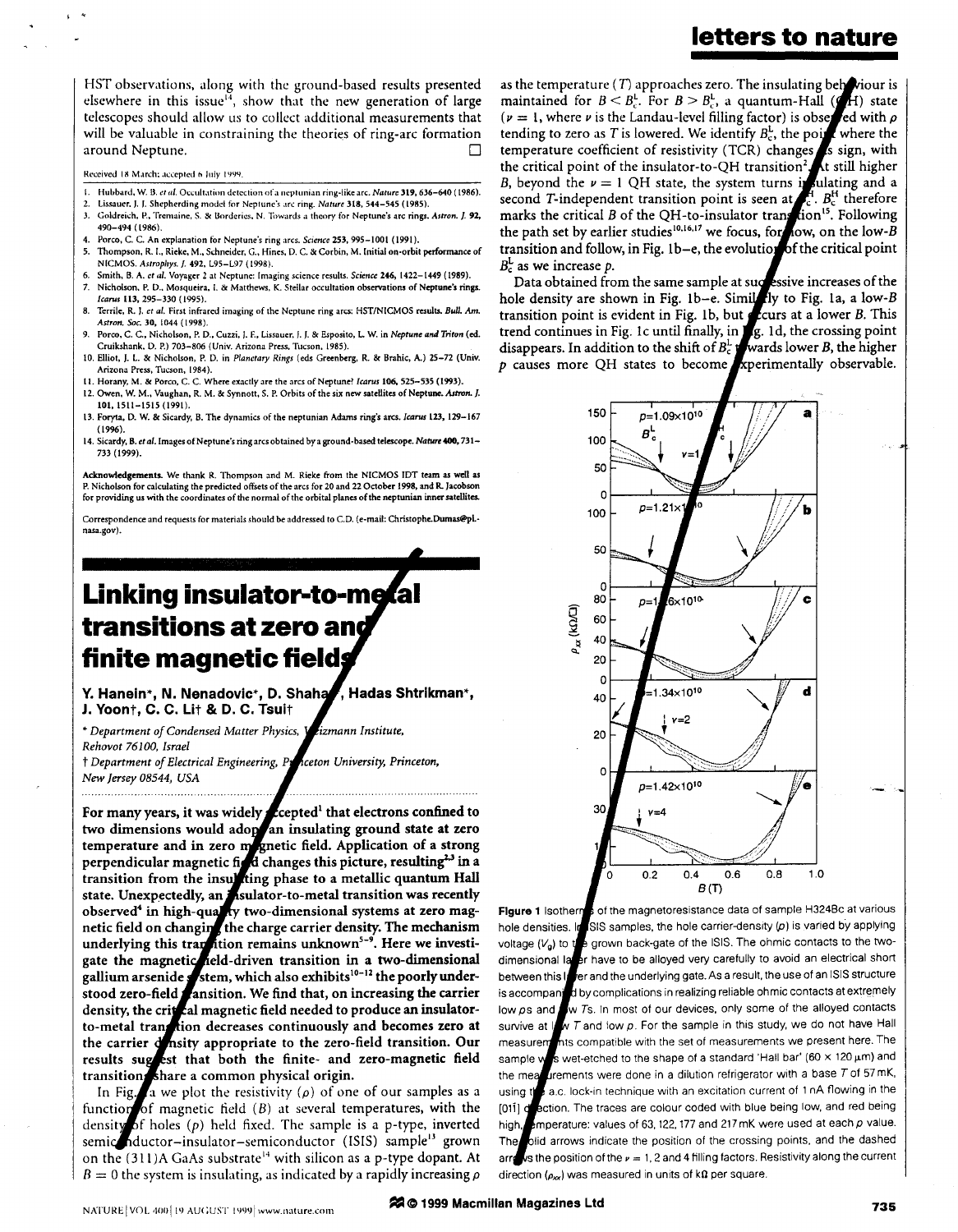HST observations, along with the ground-based results presented elsewhere in this issue[14], show that the new generation of large telescopes should allow us to collect additional measurements that will be valuable in constraining the theories of ring-arc formation around Neptune. □

Received 18 March; accepted 6 July 1999.

1. Hubbard, W. B. *et al.* Occultation detection of a neptunian ring-like arc. *Nature* **319**, 636–640 (1986).
2. Lissauer, J. J. Shepherding model for Neptune's arc ring. *Nature* **318**, 544–545 (1985).
3. Goldreich, P., Tremaine, S. & Borderies, N. Towards a theory for Neptune's arc rings. *Astron. J.* **92**, 490–494 (1986).
4. Porco, C. C. An explanation for Neptune's ring arcs. *Science* **253**, 995–1001 (1991).
5. Thompson, R. I., Rieke, M., Schneider, G., Hines, D. C. & Corbin, M. Initial on-orbit performance of NICMOS. *Astrophys. J.* **492**, L95–L97 (1998).
6. Smith, B. A. *et al.* Voyager 2 at Neptune: Imaging science results. *Science* **246**, 1422–1449 (1989).
7. Nicholson, P. D., Mosqueira, I. & Matthews, K. Stellar occultation observations of Neptune's rings. *Icarus* **113**, 295–330 (1995).
8. Terrile, R. J. *et al.* First infrared imaging of the Neptune ring arcs: HST/NICMOS results. *Bull. Am. Astron. Soc.* **30**, 1044 (1998).
9. Porco, C. C., Nicholson, P. D., Cuzzi, J. F., Lissauer, J. J. & Esposito, L. W. in *Neptune and Triton* (ed. Cruikshank, D. P.) 703–806 (Univ. Arizona Press, Tucson, 1985).
10. Elliot, J. L. & Nicholson, P. D. in *Planetary Rings* (eds Greenberg, R. & Brahic, A.) 25–72 (Univ. Arizona Press, Tucson, 1984).
11. Horany, M. & Porco, C. C. Where exactly are the arcs of Neptune? *Icarus* **106**, 525–535 (1993).
12. Owen, W. M., Vaughan, R. M. & Synnott, S. P. Orbits of the six new satellites of Neptune. *Astron. J.* **101**, 1511–1515 (1991).
13. Foryta, D. W. & Sicardy, B. The dynamics of the neptunian Adams ring's arcs. *Icarus* **123**, 129–167 (1996).
14. Sicardy, B. *et al.* Images of Neptune's ring arcs obtained by a ground-based telescope. *Nature* **400**, 731–733 (1999).

**Acknowledgements.** We thank R. Thompson and M. Rieke from the NICMOS IDT team as well as P. Nicholson for calculating the predicted offsets of the arcs for 20 and 22 October 1998, and R. Jacobson for providing us with the coordinates of the normal of the orbital planes of the neptunian inner satellites.

Correspondence and requests for materials should be addressed to C.D. (e-mail: Christophe.Dumas@jpl.nasa.gov).

# Linking insulator-to-metal transitions at zero and finite magnetic fields

**Y. Hanein\*, N. Nenadovic\*, D. Shahar\*, Hadas Shtrikman\*, J. Yoon†, C. C. Li† & D. C. Tsui†**

\* *Department of Condensed Matter Physics, Weizmann Institute, Rehovot 76100, Israel*

† *Department of Electrical Engineering, Princeton University, Princeton, New Jersey 08544, USA*

**For many years, it was widely accepted[1] that electrons confined to two dimensions would adopt an insulating ground state at zero temperature and in zero magnetic field. Application of a strong perpendicular magnetic field changes this picture, resulting[2,3] in a transition from the insulating phase to a metallic quantum Hall state. Unexpectedly, an insulator-to-metal transition was recently observed[4] in high-quality two-dimensional systems at zero magnetic field on changing the charge carrier density. The mechanism underlying this transition remains unknown[5–9]. Here we investigate the magnetic-field-driven transition in a two-dimensional gallium arsenide system, which also exhibits[10–12] the poorly understood zero-field transition. We find that, on increasing the carrier density, the critical magnetic field needed to produce an insulator-to-metal transition decreases continuously and becomes zero at the carrier density appropriate to the zero-field transition. Our results suggest that both the finite- and zero-magnetic field transitions share a common physical origin.**

In Fig. 1a we plot the resistivity ($\rho$) of one of our samples as a function of magnetic field ($B$) at several temperatures, with the density of holes ($p$) held fixed. The sample is a p-type, inverted semiconductor–insulator–semiconductor (ISIS) sample[13] grown on the (311)A GaAs substrate[14] with silicon as a p-type dopant. At $B = 0$ the system is insulating, as indicated by a rapidly increasing $\rho$ as the temperature ($T$) approaches zero. The insulating behaviour is maintained for $B < B_c^L$. For $B > B_c^L$, a quantum-Hall (QH) state ($\nu = 1$, where $\nu$ is the Landau-level filling factor) is observed with $\rho$ tending to zero as $T$ is lowered. We identify $B_c^L$, the point where the temperature coefficient of resistivity (TCR) changes its sign, with the critical point of the insulator-to-QH transition[2]. At still higher $B$, beyond the $\nu = 1$ QH state, the system turns insulating and a second $T$-independent transition point is seen at $B_c^H$. $B_c^H$ therefore marks the critical $B$ of the QH-to-insulator transition[15]. Following the path set by earlier studies[10,16,17] we focus, for now, on the low-$B$ transition and follow, in Fig. 1b–e, the evolution of the critical point $B_c^L$ as we increase $p$.

Data obtained from the same sample at successive increases of the hole density are shown in Fig. 1b–e. Similarly to Fig. 1a, a low-$B$ transition point is evident in Fig. 1b, but occurs at a lower $B$. This trend continues in Fig. 1c until finally, in Fig. 1d, the crossing point disappears. In addition to the shift of $B_c^L$ towards lower $B$, the higher $p$ causes more QH states to become experimentally observable.

a $p=1.09\times10^{10}$ $B_c^L$ $B_c^H$ $\nu=1$
b $p=1.21\times10^{10}$
c $p=1.26\times10^{10}$
d $p=1.34\times10^{10}$ $\nu=2$
e $p=1.42\times10^{10}$ $\nu=4$
$\rho_{xx}$ (kΩ/□)
150 100 50 0 100 50 0 80 60 40 20 0 40 20 0 30
0 0.2 0.4 0.6 0.8 1.0
$B$ (T)

**Figure 1** Isotherms of the magnetoresistance data of sample H324Bc at various hole densities. In ISIS samples, the hole carrier-density ($p$) is varied by applying voltage ($V_g$) to the grown back-gate of the ISIS. The ohmic contacts to the two-dimensional layer have to be alloyed very carefully to avoid an electrical short between this layer and the underlying gate. As a result, the use of an ISIS structure is accompanied by complications in realizing reliable ohmic contacts at extremely low $p$s and low $T$s. In most of our devices, only some of the alloyed contacts survive at low $T$ and low $p$. For the sample in this study, we do not have Hall measurements compatible with the set of measurements we present here. The sample was wet-etched to the shape of a standard 'Hall bar' (60 × 120 μm) and the measurements were done in a dilution refrigerator with a base $T$ of 57 mK, using the a.c. lock-in technique with an excitation current of 1 nA flowing in the [01̄1] direction. The traces are colour coded with blue being low, and red being high, temperature: values of 63, 122, 177 and 217 mK were used at each $p$ value. The solid arrows indicate the position of the crossing points, and the dashed arrows the position of the $\nu = 1$, 2 and 4 filling factors. Resistivity along the current direction ($\rho_{xx}$) was measured in units of kΩ per square.